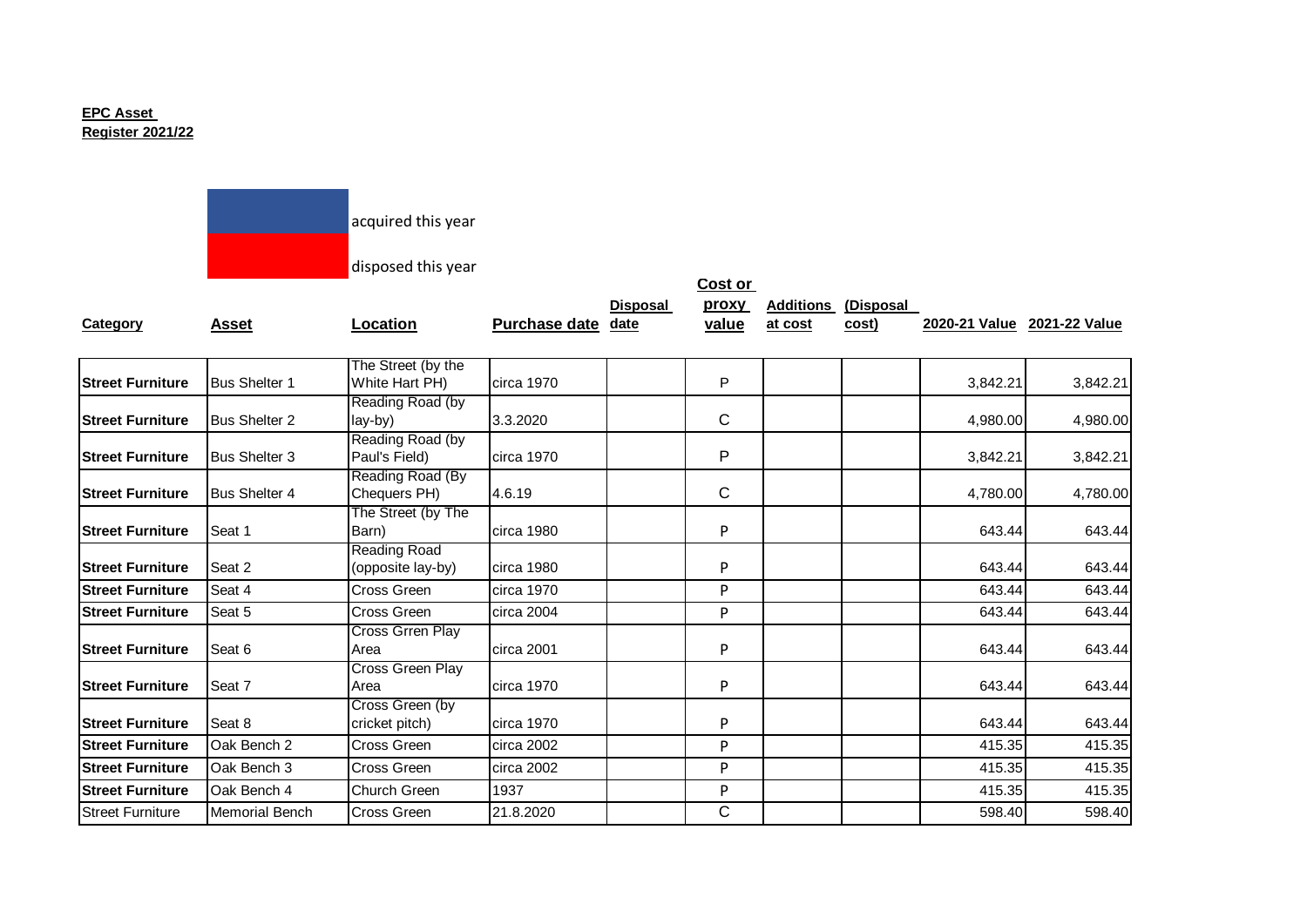**EPC Asset Register 2021/22**

acquired this year

disposed this year

| Category | Asset | Location | Purchase date | Disposal date | Cost or proxy value | Additions at cost | (Disposal cost) | 2020-21 Value | 2021-22 Value |
|---|---|---|---|---|---|---|---|---|---|
| **Street Furniture** | Bus Shelter 1 | The Street (by the White Hart PH) | circa 1970 | | P | | | 3,842.21 | 3,842.21 |
| **Street Furniture** | Bus Shelter 2 | Reading Road (by lay-by) | 3.3.2020 | | C | | | 4,980.00 | 4,980.00 |
| **Street Furniture** | Bus Shelter 3 | Reading Road (by Paul's Field) | circa 1970 | | P | | | 3,842.21 | 3,842.21 |
| **Street Furniture** | Bus Shelter 4 | Reading Road (By Chequers PH) | 4.6.19 | | C | | | 4,780.00 | 4,780.00 |
| **Street Furniture** | Seat 1 | The Street (by The Barn) | circa 1980 | | P | | | 643.44 | 643.44 |
| **Street Furniture** | Seat 2 | Reading Road (opposite lay-by) | circa 1980 | | P | | | 643.44 | 643.44 |
| **Street Furniture** | Seat 4 | Cross Green | circa 1970 | | P | | | 643.44 | 643.44 |
| **Street Furniture** | Seat 5 | Cross Green | circa 2004 | | P | | | 643.44 | 643.44 |
| **Street Furniture** | Seat 6 | Cross Grren Play Area | circa 2001 | | P | | | 643.44 | 643.44 |
| **Street Furniture** | Seat 7 | Cross Green Play Area | circa 1970 | | P | | | 643.44 | 643.44 |
| **Street Furniture** | Seat 8 | Cross Green (by cricket pitch) | circa 1970 | | P | | | 643.44 | 643.44 |
| **Street Furniture** | Oak Bench 2 | Cross Green | circa 2002 | | P | | | 415.35 | 415.35 |
| **Street Furniture** | Oak Bench 3 | Cross Green | circa 2002 | | P | | | 415.35 | 415.35 |
| **Street Furniture** | Oak Bench 4 | Church Green | 1937 | | P | | | 415.35 | 415.35 |
| Street Furniture | Memorial Bench | Cross Green | 21.8.2020 | | C | | | 598.40 | 598.40 |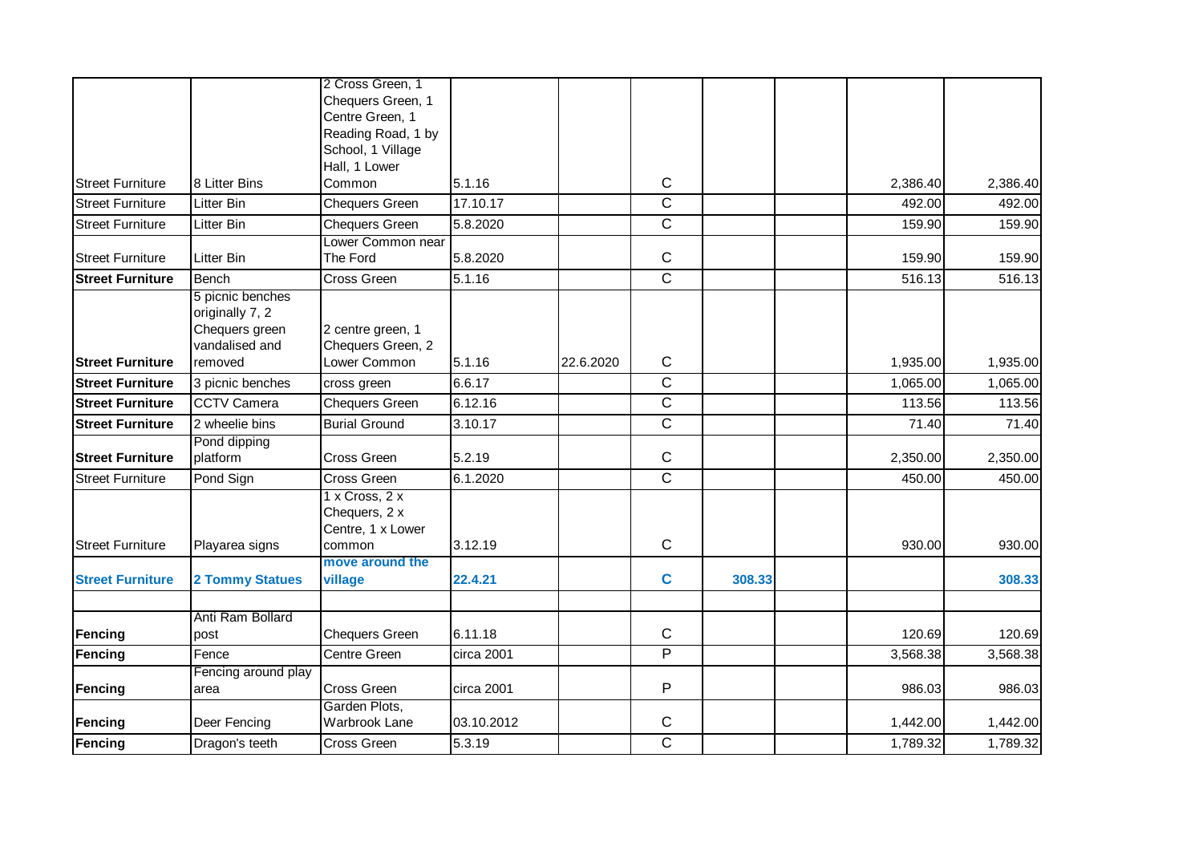| | | | | | | | | | |
|---|---|---|---|---|---|---|---|---|---|
| Street Furniture | 8 Litter Bins | 2 Cross Green, 1 Chequers Green, 1 Centre Green, 1 Reading Road, 1 by School, 1 Village Hall, 1 Lower Common | 5.1.16 | | C | | | 2,386.40 | 2,386.40 |
| Street Furniture | Litter Bin | Chequers Green | 17.10.17 | | C | | | 492.00 | 492.00 |
| Street Furniture | Litter Bin | Chequers Green | 5.8.2020 | | C | | | 159.90 | 159.90 |
| Street Furniture | Litter Bin | Lower Common near The Ford | 5.8.2020 | | C | | | 159.90 | 159.90 |
| **Street Furniture** | Bench | Cross Green | 5.1.16 | | C | | | 516.13 | 516.13 |
| **Street Furniture** | 5 picnic benches originally 7, 2 Chequers green vandalised and removed | 2 centre green, 1 Chequers Green, 2 Lower Common | 5.1.16 | 22.6.2020 | C | | | 1,935.00 | 1,935.00 |
| **Street Furniture** | 3 picnic benches | cross green | 6.6.17 | | C | | | 1,065.00 | 1,065.00 |
| **Street Furniture** | CCTV Camera | Chequers Green | 6.12.16 | | C | | | 113.56 | 113.56 |
| **Street Furniture** | 2 wheelie bins | Burial Ground | 3.10.17 | | C | | | 71.40 | 71.40 |
| **Street Furniture** | Pond dipping platform | Cross Green | 5.2.19 | | C | | | 2,350.00 | 2,350.00 |
| Street Furniture | Pond Sign | Cross Green | 6.1.2020 | | C | | | 450.00 | 450.00 |
| Street Furniture | Playarea signs | 1 x Cross, 2 x Chequers, 2 x Centre, 1 x Lower common | 3.12.19 | | C | | | 930.00 | 930.00 |
| **Street Furniture** | **2 Tommy Statues** | **move around the village** | **22.4.21** | | **C** | **308.33** | | | **308.33** |
| | | | | | | | | | |
| **Fencing** | Anti Ram Bollard post | Chequers Green | 6.11.18 | | C | | | 120.69 | 120.69 |
| **Fencing** | Fence | Centre Green | circa 2001 | | P | | | 3,568.38 | 3,568.38 |
| **Fencing** | Fencing around play area | Cross Green | circa 2001 | | P | | | 986.03 | 986.03 |
| **Fencing** | Deer Fencing | Garden Plots, Warbrook Lane | 03.10.2012 | | C | | | 1,442.00 | 1,442.00 |
| **Fencing** | Dragon's teeth | Cross Green | 5.3.19 | | C | | | 1,789.32 | 1,789.32 |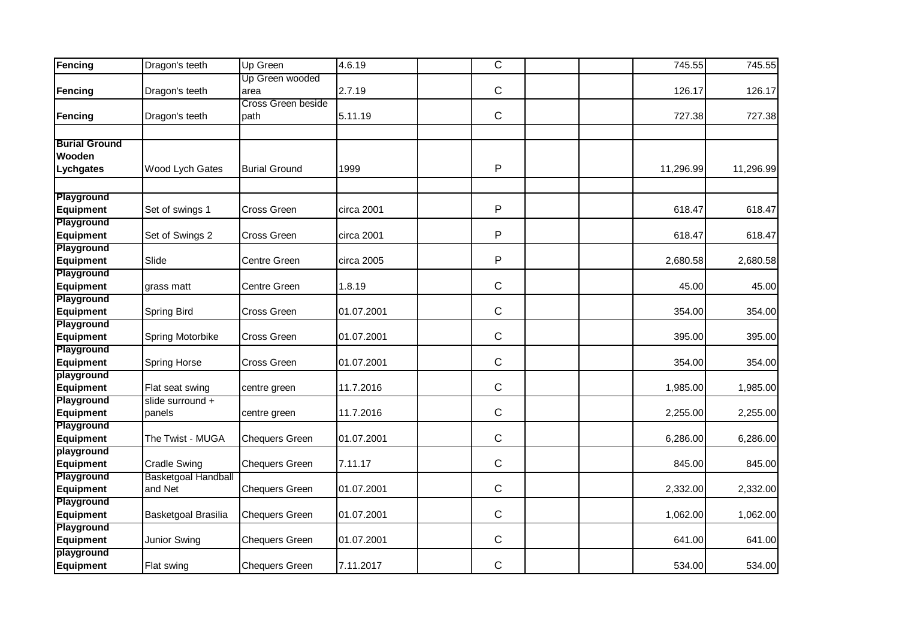| | | | | | | | | | |
|---|---|---|---|---|---|---|---|---|---|
| **Fencing** | Dragon's teeth | Up Green | 4.6.19 | | C | | | 745.55 | 745.55 |
| **Fencing** | Dragon's teeth | Up Green wooded area | 2.7.19 | | C | | | 126.17 | 126.17 |
| **Fencing** | Dragon's teeth | Cross Green beside path | 5.11.19 | | C | | | 727.38 | 727.38 |
| | | | | | | | | | |
| **Burial Ground Wooden Lychgates** | Wood Lych Gates | Burial Ground | 1999 | | P | | | 11,296.99 | 11,296.99 |
| | | | | | | | | | |
| **Playground Equipment** | Set of swings 1 | Cross Green | circa 2001 | | P | | | 618.47 | 618.47 |
| **Playground Equipment** | Set of Swings 2 | Cross Green | circa 2001 | | P | | | 618.47 | 618.47 |
| **Playground Equipment** | Slide | Centre Green | circa 2005 | | P | | | 2,680.58 | 2,680.58 |
| **Playground Equipment** | grass matt | Centre Green | 1.8.19 | | C | | | 45.00 | 45.00 |
| **Playground Equipment** | Spring Bird | Cross Green | 01.07.2001 | | C | | | 354.00 | 354.00 |
| **Playground Equipment** | Spring Motorbike | Cross Green | 01.07.2001 | | C | | | 395.00 | 395.00 |
| **Playground Equipment** | Spring Horse | Cross Green | 01.07.2001 | | C | | | 354.00 | 354.00 |
| **playground Equipment** | Flat seat swing | centre green | 11.7.2016 | | C | | | 1,985.00 | 1,985.00 |
| **Playground Equipment** | slide surround + panels | centre green | 11.7.2016 | | C | | | 2,255.00 | 2,255.00 |
| **Playground Equipment** | The Twist - MUGA | Chequers Green | 01.07.2001 | | C | | | 6,286.00 | 6,286.00 |
| **playground Equipment** | Cradle Swing | Chequers Green | 7.11.17 | | C | | | 845.00 | 845.00 |
| **Playground Equipment** | Basketgoal Handball and Net | Chequers Green | 01.07.2001 | | C | | | 2,332.00 | 2,332.00 |
| **Playground Equipment** | Basketgoal Brasilia | Chequers Green | 01.07.2001 | | C | | | 1,062.00 | 1,062.00 |
| **Playground Equipment** | Junior Swing | Chequers Green | 01.07.2001 | | C | | | 641.00 | 641.00 |
| **playground Equipment** | Flat swing | Chequers Green | 7.11.2017 | | C | | | 534.00 | 534.00 |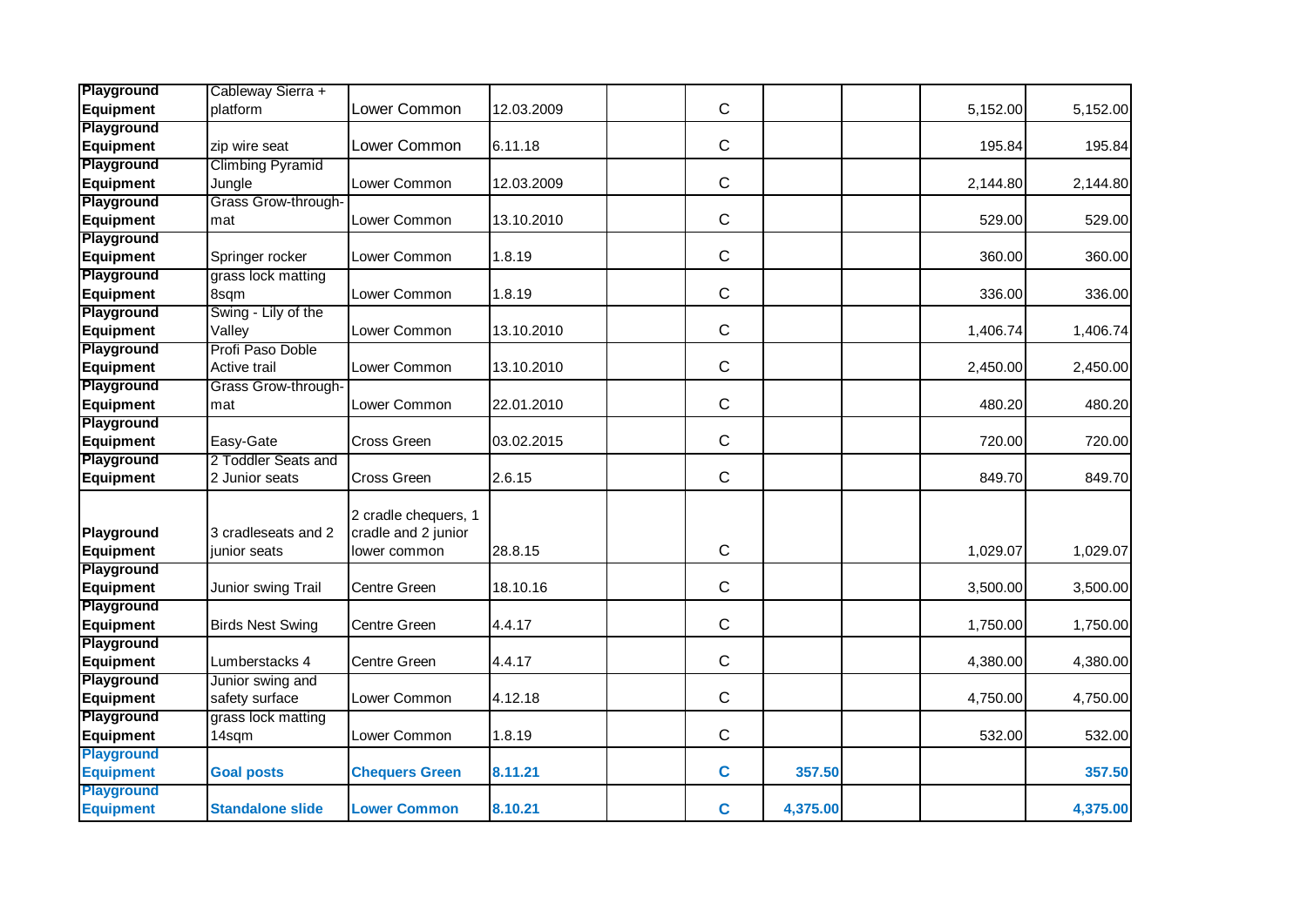| | | | | | | | | | |
|---|---|---|---|---|---|---|---|---|---|
| **Playground Equipment** | Cableway Sierra + platform | Lower Common | 12.03.2009 | | C | | | 5,152.00 | 5,152.00 |
| **Playground Equipment** | zip wire seat | Lower Common | 6.11.18 | | C | | | 195.84 | 195.84 |
| **Playground Equipment** | Climbing Pyramid Jungle | Lower Common | 12.03.2009 | | C | | | 2,144.80 | 2,144.80 |
| **Playground Equipment** | Grass Grow-through-mat | Lower Common | 13.10.2010 | | C | | | 529.00 | 529.00 |
| **Playground Equipment** | Springer rocker | Lower Common | 1.8.19 | | C | | | 360.00 | 360.00 |
| **Playground Equipment** | grass lock matting 8sqm | Lower Common | 1.8.19 | | C | | | 336.00 | 336.00 |
| **Playground Equipment** | Swing - Lily of the Valley | Lower Common | 13.10.2010 | | C | | | 1,406.74 | 1,406.74 |
| **Playground Equipment** | Profi Paso Doble Active trail | Lower Common | 13.10.2010 | | C | | | 2,450.00 | 2,450.00 |
| **Playground Equipment** | Grass Grow-through-mat | Lower Common | 22.01.2010 | | C | | | 480.20 | 480.20 |
| **Playground Equipment** | Easy-Gate | Cross Green | 03.02.2015 | | C | | | 720.00 | 720.00 |
| **Playground Equipment** | 2 Toddler Seats and 2 Junior seats | Cross Green | 2.6.15 | | C | | | 849.70 | 849.70 |
| **Playground Equipment** | 3 cradleseats and 2 junior seats | 2 cradle chequers, 1 cradle and 2 junior lower common | 28.8.15 | | C | | | 1,029.07 | 1,029.07 |
| **Playground Equipment** | Junior swing Trail | Centre Green | 18.10.16 | | C | | | 3,500.00 | 3,500.00 |
| **Playground Equipment** | Birds Nest Swing | Centre Green | 4.4.17 | | C | | | 1,750.00 | 1,750.00 |
| **Playground Equipment** | Lumberstacks 4 | Centre Green | 4.4.17 | | C | | | 4,380.00 | 4,380.00 |
| **Playground Equipment** | Junior swing and safety surface | Lower Common | 4.12.18 | | C | | | 4,750.00 | 4,750.00 |
| **Playground Equipment** | grass lock matting 14sqm | Lower Common | 1.8.19 | | C | | | 532.00 | 532.00 |
| **Playground Equipment** | **Goal posts** | **Chequers Green** | **8.11.21** | | **C** | **357.50** | | | **357.50** |
| **Playground Equipment** | **Standalone slide** | **Lower Common** | **8.10.21** | | **C** | **4,375.00** | | | **4,375.00** |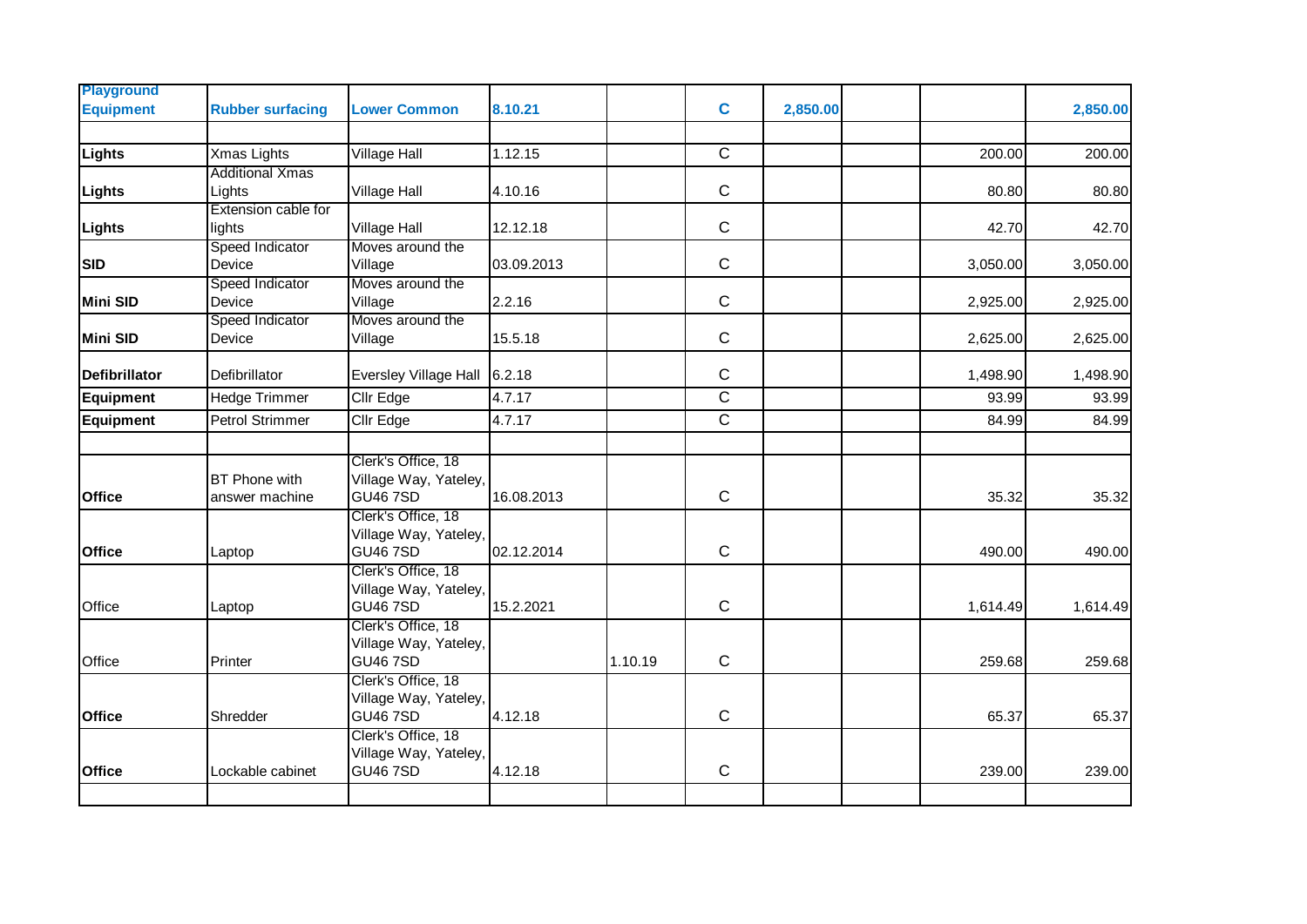| | | | | | | | | | |
|---|---|---|---|---|---|---|---|---|---|
| **Playground Equipment** | **Rubber surfacing** | **Lower Common** | **8.10.21** | | **C** | **2,850.00** | | | **2,850.00** |
| | | | | | | | | | |
| **Lights** | Xmas Lights | Village Hall | 1.12.15 | | C | | | 200.00 | 200.00 |
| **Lights** | Additional Xmas Lights | Village Hall | 4.10.16 | | C | | | 80.80 | 80.80 |
| **Lights** | Extension cable for lights | Village Hall | 12.12.18 | | C | | | 42.70 | 42.70 |
| **SID** | Speed Indicator Device | Moves around the Village | 03.09.2013 | | C | | | 3,050.00 | 3,050.00 |
| **Mini SID** | Speed Indicator Device | Moves around the Village | 2.2.16 | | C | | | 2,925.00 | 2,925.00 |
| **Mini SID** | Speed Indicator Device | Moves around the Village | 15.5.18 | | C | | | 2,625.00 | 2,625.00 |
| **Defibrillator** | Defibrillator | Eversley Village Hall | 6.2.18 | | C | | | 1,498.90 | 1,498.90 |
| **Equipment** | Hedge Trimmer | Cllr Edge | 4.7.17 | | C | | | 93.99 | 93.99 |
| **Equipment** | Petrol Strimmer | Cllr Edge | 4.7.17 | | C | | | 84.99 | 84.99 |
| | | | | | | | | | |
| **Office** | BT Phone with answer machine | Clerk's Office, 18 Village Way, Yateley, GU46 7SD | 16.08.2013 | | C | | | 35.32 | 35.32 |
| **Office** | Laptop | Clerk's Office, 18 Village Way, Yateley, GU46 7SD | 02.12.2014 | | C | | | 490.00 | 490.00 |
| Office | Laptop | Clerk's Office, 18 Village Way, Yateley, GU46 7SD | 15.2.2021 | | C | | | 1,614.49 | 1,614.49 |
| Office | Printer | Clerk's Office, 18 Village Way, Yateley, GU46 7SD | | 1.10.19 | C | | | 259.68 | 259.68 |
| **Office** | Shredder | Clerk's Office, 18 Village Way, Yateley, GU46 7SD | 4.12.18 | | C | | | 65.37 | 65.37 |
| **Office** | Lockable cabinet | Clerk's Office, 18 Village Way, Yateley, GU46 7SD | 4.12.18 | | C | | | 239.00 | 239.00 |
| | | | | | | | | | |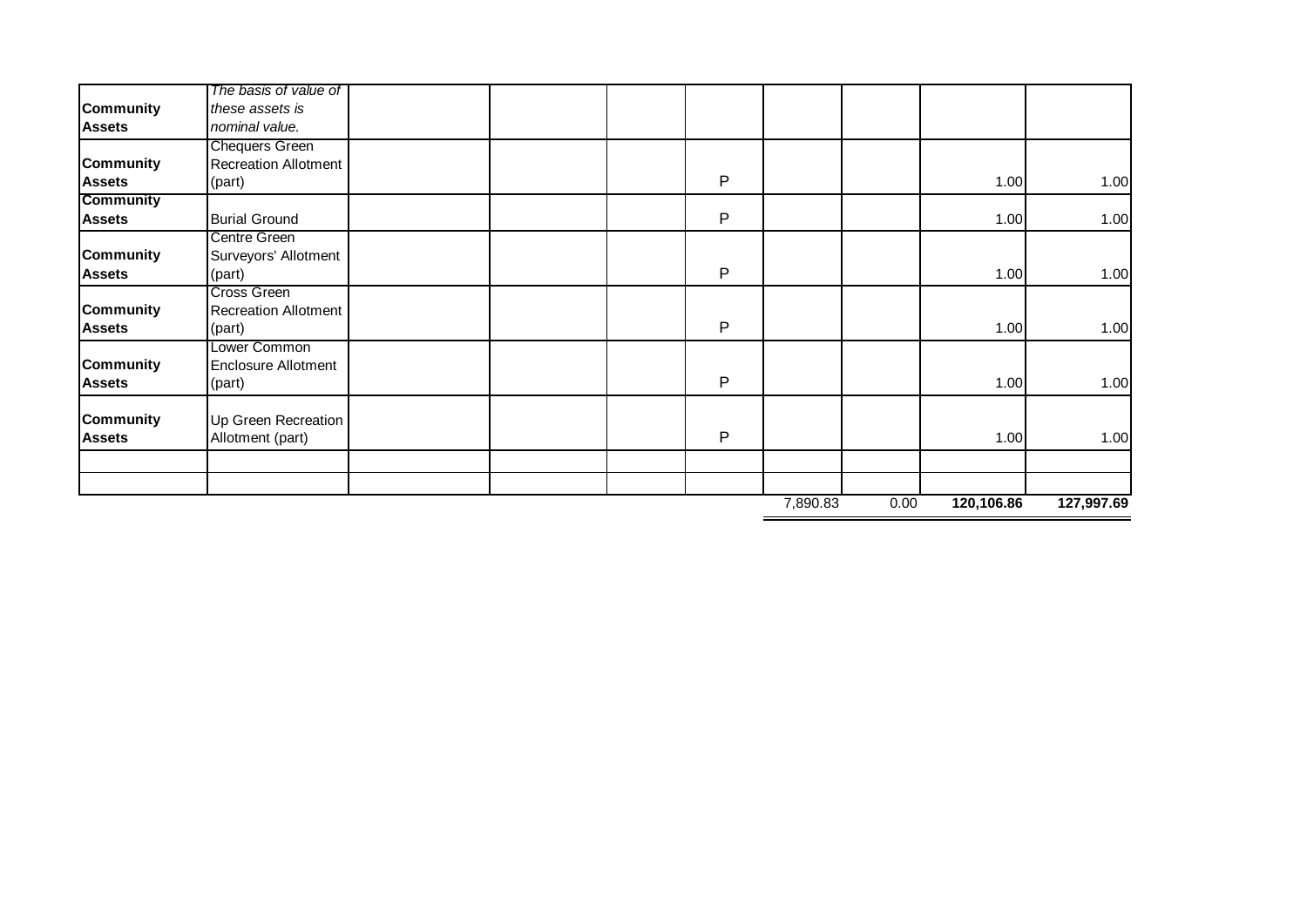| | | | | | | | | | |
|---|---|---|---|---|---|---|---|---|---|
| **Community Assets** | *The basis of value of these assets is nominal value.* | | | | | | | | |
| **Community Assets** | Chequers Green Recreation Allotment (part) | | | | P | | | 1.00 | 1.00 |
| **Community Assets** | Burial Ground | | | | P | | | 1.00 | 1.00 |
| **Community Assets** | Centre Green Surveyors' Allotment (part) | | | | P | | | 1.00 | 1.00 |
| **Community Assets** | Cross Green Recreation Allotment (part) | | | | P | | | 1.00 | 1.00 |
| **Community Assets** | Lower Common Enclosure Allotment (part) | | | | P | | | 1.00 | 1.00 |
| **Community Assets** | Up Green Recreation Allotment (part) | | | | P | | | 1.00 | 1.00 |
| | | | | | | | | | |
| | | | | | | | | | |
| | | | | | | 7,890.83 | 0.00 | **120,106.86** | **127,997.69** |